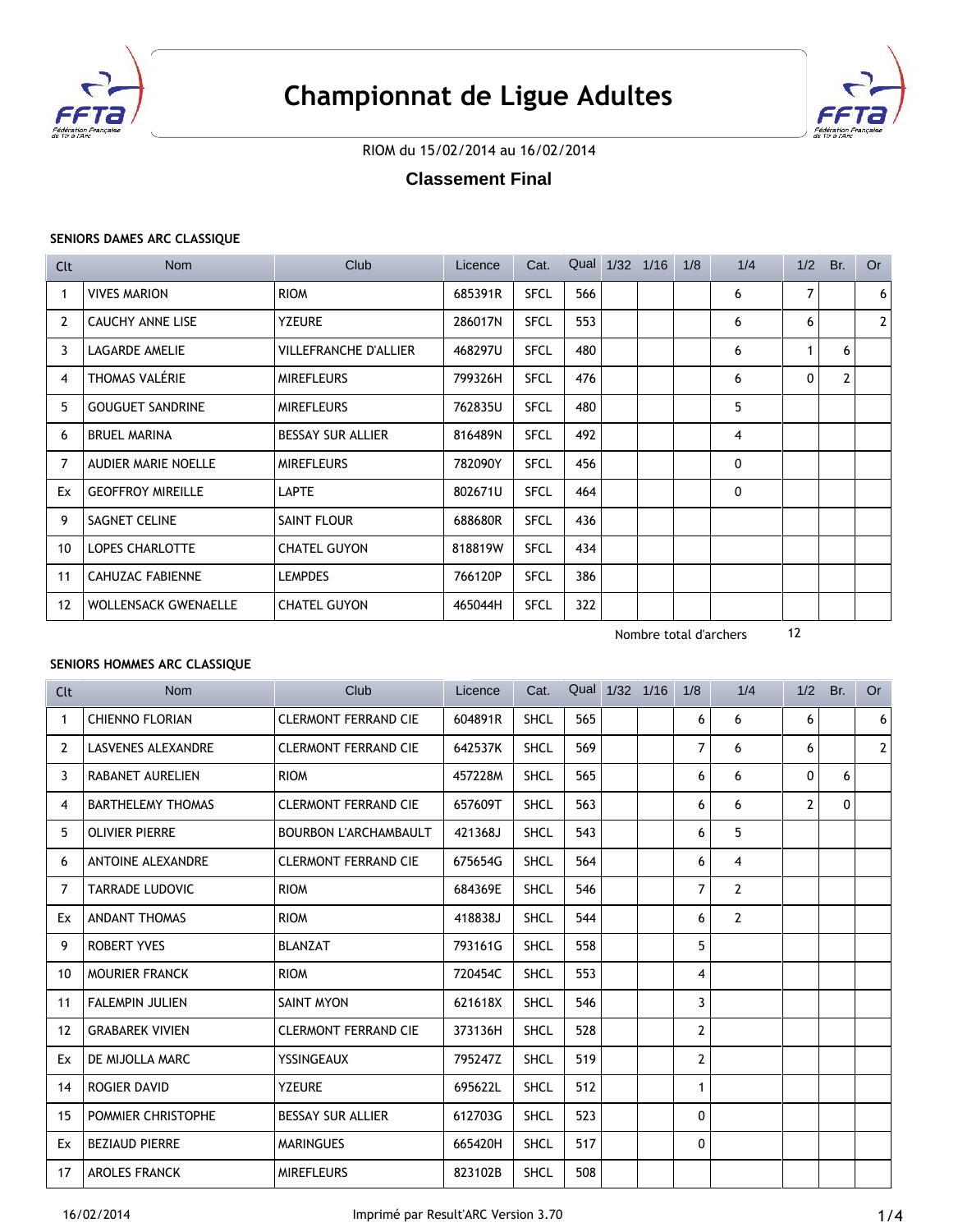# Championnat de Ligue Adultes

RIOM du 15/02/2014 au 16/02/2014

## Classement Final

### SENIORS DAMES ARC CLASSIQUE

| Clt | Nom | Club | Licence | Cat. | Qual | 1/32 | 1/16 | 1/8 | 1/4 | 1/2 | Br. | Or |
|---|---|---|---|---|---|---|---|---|---|---|---|---|
| 1 | VIVES MARION | RIOM | 685391R | SFCL | 566 | | | | 6 | 7 | | 6 |
| 2 | CAUCHY ANNE LISE | YZEURE | 286017N | SFCL | 553 | | | | 6 | 6 | | 2 |
| 3 | LAGARDE AMELIE | VILLEFRANCHE D'ALLIER | 468297U | SFCL | 480 | | | | 6 | 1 | 6 | |
| 4 | THOMAS VALÉRIE | MIREFLEURS | 799326H | SFCL | 476 | | | | 6 | 0 | 2 | |
| 5 | GOUGUET SANDRINE | MIREFLEURS | 762835U | SFCL | 480 | | | | 5 | | | |
| 6 | BRUEL MARINA | BESSAY SUR ALLIER | 816489N | SFCL | 492 | | | | 4 | | | |
| 7 | AUDIER MARIE NOELLE | MIREFLEURS | 782090Y | SFCL | 456 | | | | 0 | | | |
| Ex | GEOFFROY MIREILLE | LAPTE | 802671U | SFCL | 464 | | | | 0 | | | |
| 9 | SAGNET CELINE | SAINT FLOUR | 688680R | SFCL | 436 | | | | | | | |
| 10 | LOPES CHARLOTTE | CHATEL GUYON | 818819W | SFCL | 434 | | | | | | | |
| 11 | CAHUZAC FABIENNE | LEMPDES | 766120P | SFCL | 386 | | | | | | | |
| 12 | WOLLENSACK GWENAELLE | CHATEL GUYON | 465044H | SFCL | 322 | | | | | | | |

Nombre total d'archers 12

### SENIORS HOMMES ARC CLASSIQUE

| Clt | Nom | Club | Licence | Cat. | Qual | 1/32 | 1/16 | 1/8 | 1/4 | 1/2 | Br. | Or |
|---|---|---|---|---|---|---|---|---|---|---|---|---|
| 1 | CHIENNO FLORIAN | CLERMONT FERRAND CIE | 604891R | SHCL | 565 | | | 6 | 6 | 6 | | 6 |
| 2 | LASVENES ALEXANDRE | CLERMONT FERRAND CIE | 642537K | SHCL | 569 | | | 7 | 6 | 6 | | 2 |
| 3 | RABANET AURELIEN | RIOM | 457228M | SHCL | 565 | | | 6 | 6 | 0 | 6 | |
| 4 | BARTHELEMY THOMAS | CLERMONT FERRAND CIE | 657609T | SHCL | 563 | | | 6 | 6 | 2 | 0 | |
| 5 | OLIVIER PIERRE | BOURBON L'ARCHAMBAULT | 421368J | SHCL | 543 | | | 6 | 5 | | | |
| 6 | ANTOINE ALEXANDRE | CLERMONT FERRAND CIE | 675654G | SHCL | 564 | | | 6 | 4 | | | |
| 7 | TARRADE LUDOVIC | RIOM | 684369E | SHCL | 546 | | | 7 | 2 | | | |
| Ex | ANDANT THOMAS | RIOM | 418838J | SHCL | 544 | | | 6 | 2 | | | |
| 9 | ROBERT YVES | BLANZAT | 793161G | SHCL | 558 | | | 5 | | | | |
| 10 | MOURIER FRANCK | RIOM | 720454C | SHCL | 553 | | | 4 | | | | |
| 11 | FALEMPIN JULIEN | SAINT MYON | 621618X | SHCL | 546 | | | 3 | | | | |
| 12 | GRABAREK VIVIEN | CLERMONT FERRAND CIE | 373136H | SHCL | 528 | | | 2 | | | | |
| Ex | DE MIJOLLA MARC | YSSINGEAUX | 795247Z | SHCL | 519 | | | 2 | | | | |
| 14 | ROGIER DAVID | YZEURE | 695622L | SHCL | 512 | | | 1 | | | | |
| 15 | POMMIER CHRISTOPHE | BESSAY SUR ALLIER | 612703G | SHCL | 523 | | | 0 | | | | |
| Ex | BEZIAUD PIERRE | MARINGUES | 665420H | SHCL | 517 | | | 0 | | | | |
| 17 | AROLES FRANCK | MIREFLEURS | 823102B | SHCL | 508 | | | | | | | |

16/02/2014 Imprimé par Result'ARC Version 3.70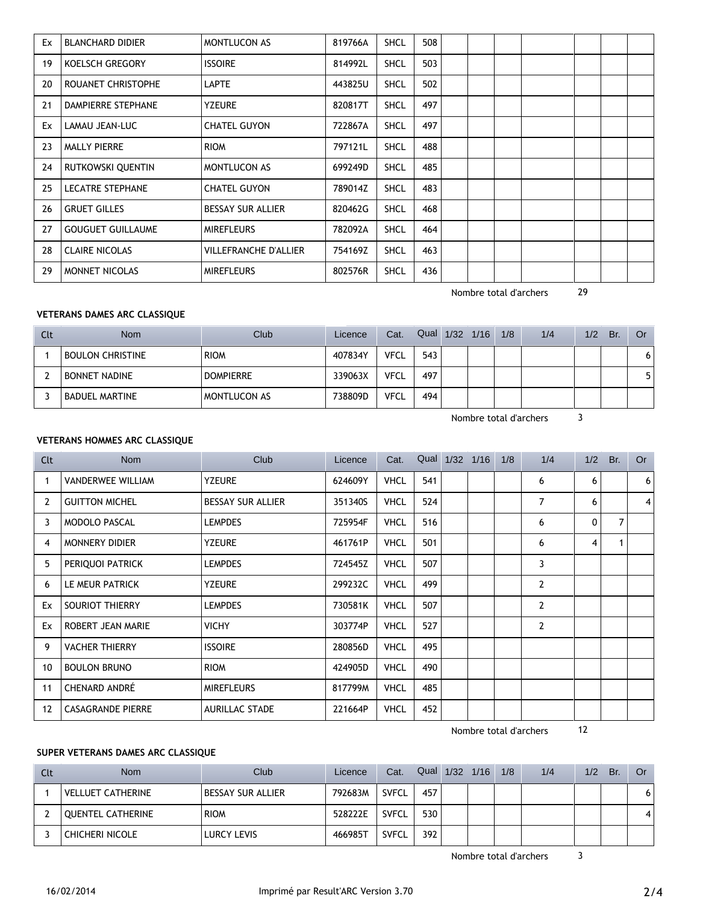| Clt | Nom | Club | Licence | Cat. | Qual | 1/32 | 1/16 | 1/8 | 1/4 | 1/2 | Br. | Or |
|---|---|---|---|---|---|---|---|---|---|---|---|---|
| Ex | BLANCHARD DIDIER | MONTLUCON AS | 819766A | SHCL | 508 | | | | | | | |
| 19 | KOELSCH GREGORY | ISSOIRE | 814992L | SHCL | 503 | | | | | | | |
| 20 | ROUANET CHRISTOPHE | LAPTE | 443825U | SHCL | 502 | | | | | | | |
| 21 | DAMPIERRE STEPHANE | YZEURE | 820817T | SHCL | 497 | | | | | | | |
| Ex | LAMAU JEAN-LUC | CHATEL GUYON | 722867A | SHCL | 497 | | | | | | | |
| 23 | MALLY PIERRE | RIOM | 797121L | SHCL | 488 | | | | | | | |
| 24 | RUTKOWSKI QUENTIN | MONTLUCON AS | 699249D | SHCL | 485 | | | | | | | |
| 25 | LECATRE STEPHANE | CHATEL GUYON | 789014Z | SHCL | 483 | | | | | | | |
| 26 | GRUET GILLES | BESSAY SUR ALLIER | 820462G | SHCL | 468 | | | | | | | |
| 27 | GOUGUET GUILLAUME | MIREFLEURS | 782092A | SHCL | 464 | | | | | | | |
| 28 | CLAIRE NICOLAS | VILLEFRANCHE D'ALLIER | 754169Z | SHCL | 463 | | | | | | | |
| 29 | MONNET NICOLAS | MIREFLEURS | 802576R | SHCL | 436 | | | | | | | |

Nombre total d'archers 29

**VETERANS DAMES ARC CLASSIQUE**

| Clt | Nom | Club | Licence | Cat. | Qual | 1/32 | 1/16 | 1/8 | 1/4 | 1/2 | Br. | Or |
|---|---|---|---|---|---|---|---|---|---|---|---|---|
| 1 | BOULON CHRISTINE | RIOM | 407834Y | VFCL | 543 | | | | | | | 6 |
| 2 | BONNET NADINE | DOMPIERRE | 339063X | VFCL | 497 | | | | | | | 5 |
| 3 | BADUEL MARTINE | MONTLUCON AS | 738809D | VFCL | 494 | | | | | | | |

Nombre total d'archers 3

**VETERANS HOMMES ARC CLASSIQUE**

| Clt | Nom | Club | Licence | Cat. | Qual | 1/32 | 1/16 | 1/8 | 1/4 | 1/2 | Br. | Or |
|---|---|---|---|---|---|---|---|---|---|---|---|---|
| 1 | VANDERWEE WILLIAM | YZEURE | 624609Y | VHCL | 541 | | | | 6 | 6 | | 6 |
| 2 | GUITTON MICHEL | BESSAY SUR ALLIER | 351340S | VHCL | 524 | | | | 7 | 6 | | 4 |
| 3 | MODOLO PASCAL | LEMPDES | 725954F | VHCL | 516 | | | | 6 | 0 | 7 | |
| 4 | MONNERY DIDIER | YZEURE | 461761P | VHCL | 501 | | | | 6 | 4 | 1 | |
| 5 | PERIQUOI PATRICK | LEMPDES | 724545Z | VHCL | 507 | | | | 3 | | | |
| 6 | LE MEUR PATRICK | YZEURE | 299232C | VHCL | 499 | | | | 2 | | | |
| Ex | SOURIOT THIERRY | LEMPDES | 730581K | VHCL | 507 | | | | 2 | | | |
| Ex | ROBERT JEAN MARIE | VICHY | 303774P | VHCL | 527 | | | | 2 | | | |
| 9 | VACHER THIERRY | ISSOIRE | 280856D | VHCL | 495 | | | | | | | |
| 10 | BOULON BRUNO | RIOM | 424905D | VHCL | 490 | | | | | | | |
| 11 | CHENARD ANDRÉ | MIREFLEURS | 817799M | VHCL | 485 | | | | | | | |
| 12 | CASAGRANDE PIERRE | AURILLAC STADE | 221664P | VHCL | 452 | | | | | | | |

Nombre total d'archers 12

**SUPER VETERANS DAMES ARC CLASSIQUE**

| Clt | Nom | Club | Licence | Cat. | Qual | 1/32 | 1/16 | 1/8 | 1/4 | 1/2 | Br. | Or |
|---|---|---|---|---|---|---|---|---|---|---|---|---|
| 1 | VELLUET CATHERINE | BESSAY SUR ALLIER | 792683M | SVFCL | 457 | | | | | | | 6 |
| 2 | QUENTEL CATHERINE | RIOM | 528222E | SVFCL | 530 | | | | | | | 4 |
| 3 | CHICHERI NICOLE | LURCY LEVIS | 466985T | SVFCL | 392 | | | | | | | |

Nombre total d'archers 3

16/02/2014 Imprimé par Result'ARC Version 3.70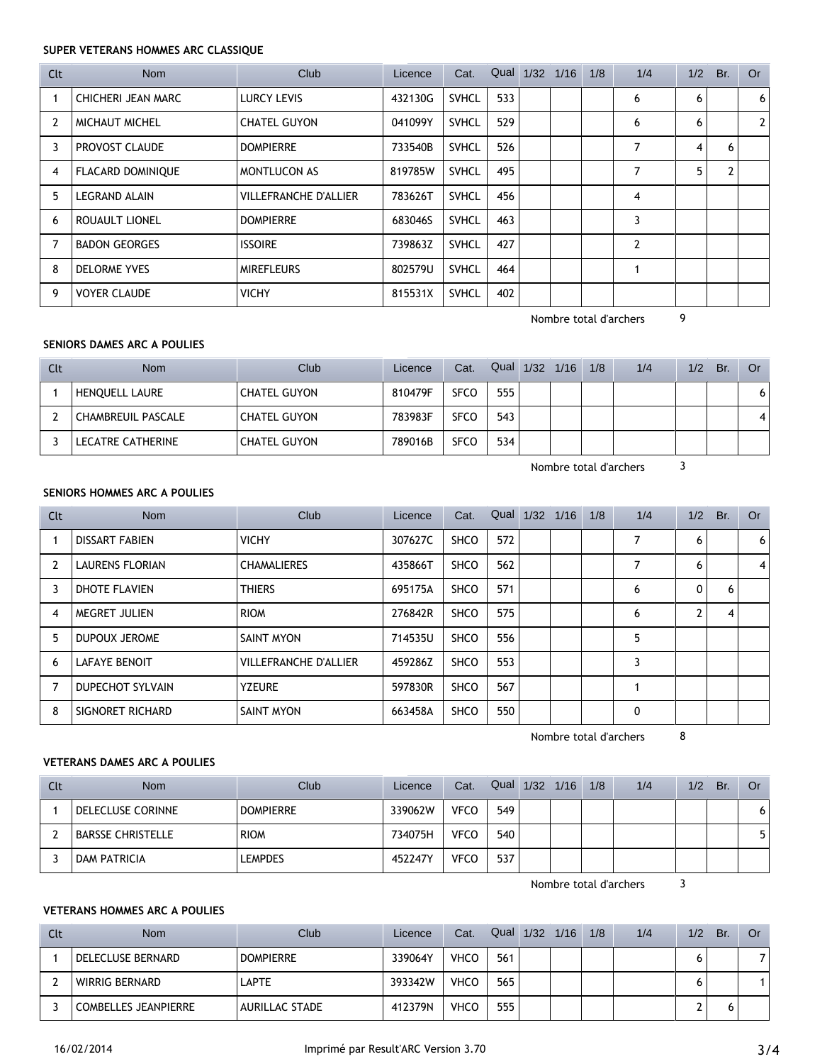#### SUPER VETERANS HOMMES ARC CLASSIQUE

| Clt | Nom | Club | Licence | Cat. | Qual | 1/32 | 1/16 | 1/8 | 1/4 | 1/2 | Br. | Or |
|---|---|---|---|---|---|---|---|---|---|---|---|---|
| 1 | CHICHERI JEAN MARC | LURCY LEVIS | 432130G | SVHCL | 533 | | | | 6 | 6 | | 6 |
| 2 | MICHAUT MICHEL | CHATEL GUYON | 041099Y | SVHCL | 529 | | | | 6 | 6 | | 2 |
| 3 | PROVOST CLAUDE | DOMPIERRE | 733540B | SVHCL | 526 | | | | 7 | 4 | 6 | |
| 4 | FLACARD DOMINIQUE | MONTLUCON AS | 819785W | SVHCL | 495 | | | | 7 | 5 | 2 | |
| 5 | LEGRAND ALAIN | VILLEFRANCHE D'ALLIER | 783626T | SVHCL | 456 | | | | 4 | | | |
| 6 | ROUAULT LIONEL | DOMPIERRE | 683046S | SVHCL | 463 | | | | 3 | | | |
| 7 | BADON GEORGES | ISSOIRE | 739863Z | SVHCL | 427 | | | | 2 | | | |
| 8 | DELORME YVES | MIREFLEURS | 802579U | SVHCL | 464 | | | | 1 | | | |
| 9 | VOYER CLAUDE | VICHY | 815531X | SVHCL | 402 | | | | | | | |

Nombre total d'archers 9

#### SENIORS DAMES ARC A POULIES

| Clt | Nom | Club | Licence | Cat. | Qual | 1/32 | 1/16 | 1/8 | 1/4 | 1/2 | Br. | Or |
|---|---|---|---|---|---|---|---|---|---|---|---|---|
| 1 | HENQUELL LAURE | CHATEL GUYON | 810479F | SFCO | 555 | | | | | | | 6 |
| 2 | CHAMBREUIL PASCALE | CHATEL GUYON | 783983F | SFCO | 543 | | | | | | | 4 |
| 3 | LECATRE CATHERINE | CHATEL GUYON | 789016B | SFCO | 534 | | | | | | | |

Nombre total d'archers 3

#### SENIORS HOMMES ARC A POULIES

| Clt | Nom | Club | Licence | Cat. | Qual | 1/32 | 1/16 | 1/8 | 1/4 | 1/2 | Br. | Or |
|---|---|---|---|---|---|---|---|---|---|---|---|---|
| 1 | DISSART FABIEN | VICHY | 307627C | SHCO | 572 | | | | 7 | 6 | | 6 |
| 2 | LAURENS FLORIAN | CHAMALIERES | 435866T | SHCO | 562 | | | | 7 | 6 | | 4 |
| 3 | DHOTE FLAVIEN | THIERS | 695175A | SHCO | 571 | | | | 6 | 0 | 6 | |
| 4 | MEGRET JULIEN | RIOM | 276842R | SHCO | 575 | | | | 6 | 2 | 4 | |
| 5 | DUPOUX JEROME | SAINT MYON | 714535U | SHCO | 556 | | | | 5 | | | |
| 6 | LAFAYE BENOIT | VILLEFRANCHE D'ALLIER | 459286Z | SHCO | 553 | | | | 3 | | | |
| 7 | DUPECHOT SYLVAIN | YZEURE | 597830R | SHCO | 567 | | | | 1 | | | |
| 8 | SIGNORET RICHARD | SAINT MYON | 663458A | SHCO | 550 | | | | 0 | | | |

Nombre total d'archers 8

#### VETERANS DAMES ARC A POULIES

| Clt | Nom | Club | Licence | Cat. | Qual | 1/32 | 1/16 | 1/8 | 1/4 | 1/2 | Br. | Or |
|---|---|---|---|---|---|---|---|---|---|---|---|---|
| 1 | DELECLUSE CORINNE | DOMPIERRE | 339062W | VFCO | 549 | | | | | | | 6 |
| 2 | BARSSE CHRISTELLE | RIOM | 734075H | VFCO | 540 | | | | | | | 5 |
| 3 | DAM PATRICIA | LEMPDES | 452247Y | VFCO | 537 | | | | | | | |

Nombre total d'archers 3

#### VETERANS HOMMES ARC A POULIES

| Clt | Nom | Club | Licence | Cat. | Qual | 1/32 | 1/16 | 1/8 | 1/4 | 1/2 | Br. | Or |
|---|---|---|---|---|---|---|---|---|---|---|---|---|
| 1 | DELECLUSE BERNARD | DOMPIERRE | 339064Y | VHCO | 561 | | | | | 6 | | 7 |
| 2 | WIRRIG BERNARD | LAPTE | 393342W | VHCO | 565 | | | | | 6 | | 1 |
| 3 | COMBELLES JEANPIERRE | AURILLAC STADE | 412379N | VHCO | 555 | | | | | 2 | 6 | |

16/02/2014 Imprimé par Result'ARC Version 3.70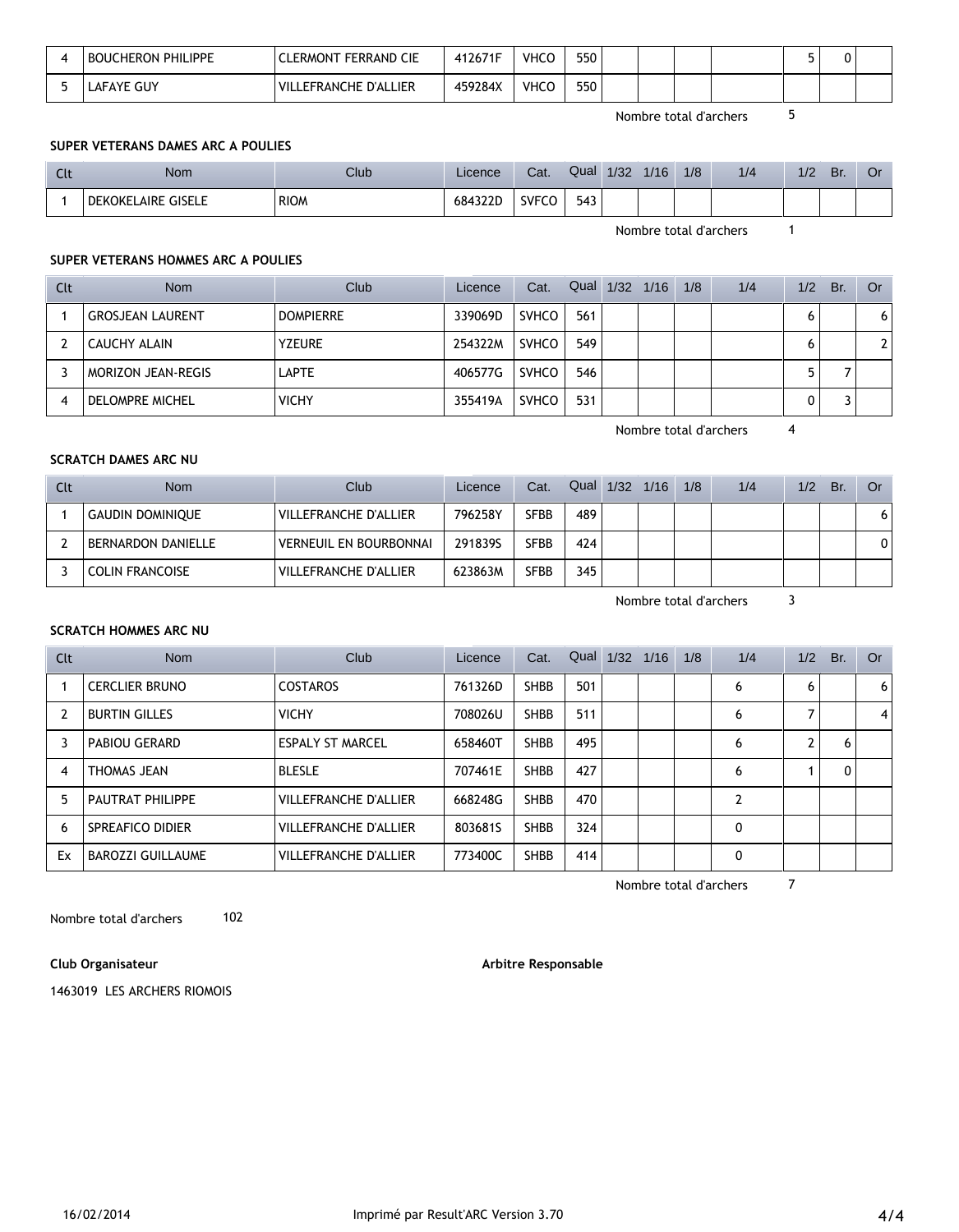| | | | | | | | | | | | | |
|---|---|---|---|---|---|---|---|---|---|---|---|---|
| 4 | BOUCHERON PHILIPPE | CLERMONT FERRAND CIE | 412671F | VHCO | 550 | | | | | 5 | 0 | |
| 5 | LAFAYE GUY | VILLEFRANCHE D'ALLIER | 459284X | VHCO | 550 | | | | | | | |

Nombre total d'archers 5

**SUPER VETERANS DAMES ARC A POULIES**

| Clt | Nom | Club | Licence | Cat. | Qual | 1/32 | 1/16 | 1/8 | 1/4 | 1/2 | Br. | Or |
|---|---|---|---|---|---|---|---|---|---|---|---|---|
| 1 | DEKOKELAIRE GISELE | RIOM | 684322D | SVFCO | 543 | | | | | | | |

Nombre total d'archers 1

**SUPER VETERANS HOMMES ARC A POULIES**

| Clt | Nom | Club | Licence | Cat. | Qual | 1/32 | 1/16 | 1/8 | 1/4 | 1/2 | Br. | Or |
|---|---|---|---|---|---|---|---|---|---|---|---|---|
| 1 | GROSJEAN LAURENT | DOMPIERRE | 339069D | SVHCO | 561 | | | | | 6 | | 6 |
| 2 | CAUCHY ALAIN | YZEURE | 254322M | SVHCO | 549 | | | | | 6 | | 2 |
| 3 | MORIZON JEAN-REGIS | LAPTE | 406577G | SVHCO | 546 | | | | | 5 | 7 | |
| 4 | DELOMPRE MICHEL | VICHY | 355419A | SVHCO | 531 | | | | | 0 | 3 | |

Nombre total d'archers 4

**SCRATCH DAMES ARC NU**

| Clt | Nom | Club | Licence | Cat. | Qual | 1/32 | 1/16 | 1/8 | 1/4 | 1/2 | Br. | Or |
|---|---|---|---|---|---|---|---|---|---|---|---|---|
| 1 | GAUDIN DOMINIQUE | VILLEFRANCHE D'ALLIER | 796258Y | SFBB | 489 | | | | | | | 6 |
| 2 | BERNARDON DANIELLE | VERNEUIL EN BOURBONNAI | 291839S | SFBB | 424 | | | | | | | 0 |
| 3 | COLIN FRANCOISE | VILLEFRANCHE D'ALLIER | 623863M | SFBB | 345 | | | | | | | |

Nombre total d'archers 3

**SCRATCH HOMMES ARC NU**

| Clt | Nom | Club | Licence | Cat. | Qual | 1/32 | 1/16 | 1/8 | 1/4 | 1/2 | Br. | Or |
|---|---|---|---|---|---|---|---|---|---|---|---|---|
| 1 | CERCLIER BRUNO | COSTAROS | 761326D | SHBB | 501 | | | | 6 | 6 | | 6 |
| 2 | BURTIN GILLES | VICHY | 708026U | SHBB | 511 | | | | 6 | 7 | | 4 |
| 3 | PABIOU GERARD | ESPALY ST MARCEL | 658460T | SHBB | 495 | | | | 6 | 2 | 6 | |
| 4 | THOMAS JEAN | BLESLE | 707461E | SHBB | 427 | | | | 6 | 1 | 0 | |
| 5 | PAUTRAT PHILIPPE | VILLEFRANCHE D'ALLIER | 668248G | SHBB | 470 | | | | 2 | | | |
| 6 | SPREAFICO DIDIER | VILLEFRANCHE D'ALLIER | 803681S | SHBB | 324 | | | | 0 | | | |
| Ex | BAROZZI GUILLAUME | VILLEFRANCHE D'ALLIER | 773400C | SHBB | 414 | | | | 0 | | | |

Nombre total d'archers 7

Nombre total d'archers 102

**Club Organisateur**

1463019 LES ARCHERS RIOMOIS

**Arbitre Responsable**

16/02/2014 Imprimé par Result'ARC Version 3.70